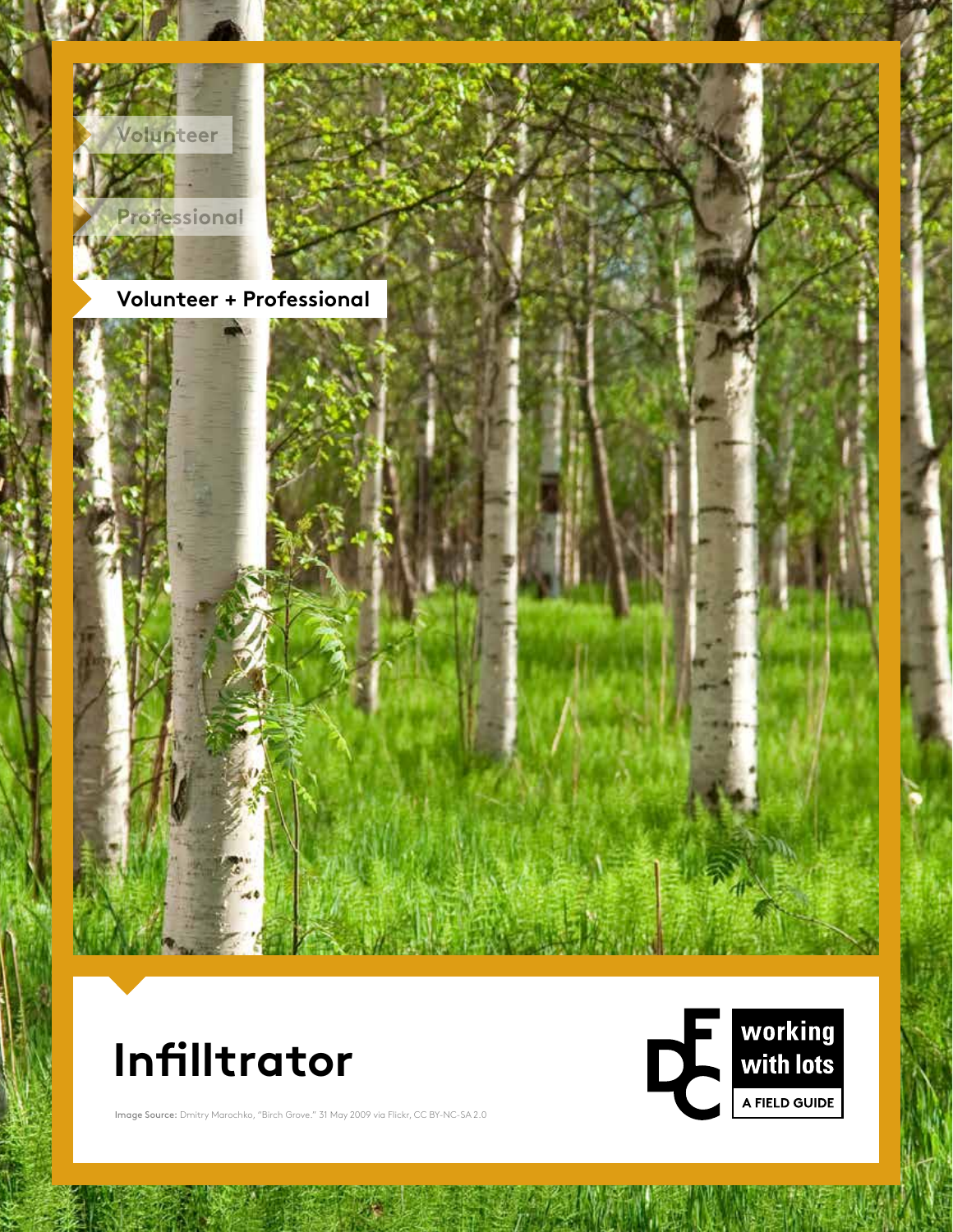Volunteer

Professional

**Volunteer + Professional**

# Infillltrator

**Image Source:** Dmitry Marochko, "Birch Grove." 31 May 2009 via Flickr, CC BY-NC-SA 2.0

working with lots

A FIELD GUIDE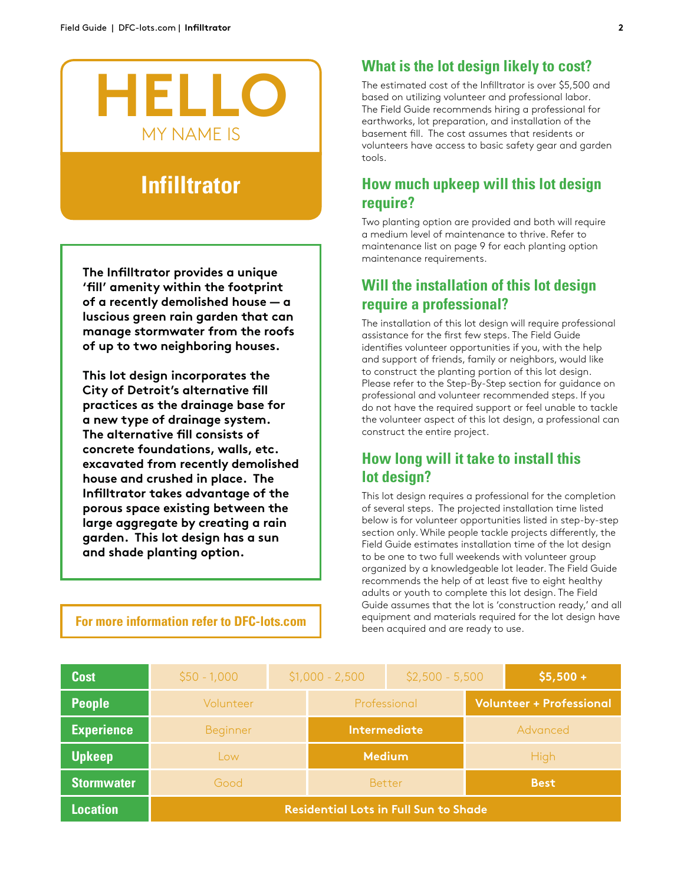# HELLO

MY NAME IS

## Infilltrator

**The Infilltrator provides a unique 'fill' amenity within the footprint of a recently demolished house — a luscious green rain garden that can manage stormwater from the roofs of up to two neighboring houses.**

**This lot design incorporates the City of Detroit's alternative fill practices as the drainage base for a new type of drainage system. The alternative fill consists of concrete foundations, walls, etc. excavated from recently demolished house and crushed in place. The Infilltrator takes advantage of the porous space existing between the large aggregate by creating a rain garden. This lot design has a sun and shade planting option.**

**For more information refer to DFC-lots.com**

### What is the lot design likely to cost?

The estimated cost of the Infilltrator is over $5,500 and based on utilizing volunteer and professional labor. The Field Guide recommends hiring a professional for earthworks, lot preparation, and installation of the basement fill. The cost assumes that residents or volunteers have access to basic safety gear and garden tools.

### How much upkeep will this lot design require?

Two planting option are provided and both will require a medium level of maintenance to thrive. Refer to maintenance list on page 9 for each planting option maintenance requirements.

### Will the installation of this lot design require a professional?

The installation of this lot design will require professional assistance for the first few steps. The Field Guide identifies volunteer opportunities if you, with the help and support of friends, family or neighbors, would like to construct the planting portion of this lot design. Please refer to the Step-By-Step section for guidance on professional and volunteer recommended steps. If you do not have the required support or feel unable to tackle the volunteer aspect of this lot design, a professional can construct the entire project.

### How long will it take to install this lot design?

This lot design requires a professional for the completion of several steps. The projected installation time listed below is for volunteer opportunities listed in step-by-step section only. While people tackle projects differently, the Field Guide estimates installation time of the lot design to be one to two full weekends with volunteer group organized by a knowledgeable lot leader. The Field Guide recommends the help of at least five to eight healthy adults or youth to complete this lot design. The Field Guide assumes that the lot is 'construction ready,' and all equipment and materials required for the lot design have been acquired and are ready to use.

| Cost | $50 - 1,000 | $1,000 - 2,500 | $2,500 - 5,500 | **$5,500 +** |
|---|---|---|---|---|
| People | Volunteer | Professional | **Volunteer + Professional** | |
| Experience | Beginner | **Intermediate** | Advanced | |
| Upkeep | Low | **Medium** | High | |
| Stormwater | Good | Better | **Best** | |
| Location | **Residential Lots in Full Sun to Shade** | | | |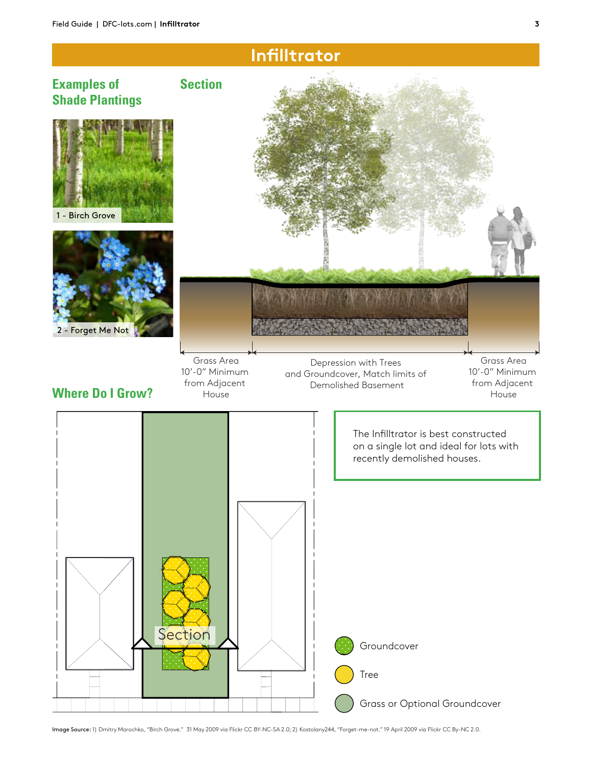# Infilltrator

## Examples of Shade Plantings

1 - Birch Grove

2 - Forget Me Not

## Section

Grass Area 10'-0" Minimum from Adjacent House

Depression with Trees and Groundcover, Match limits of Demolished Basement

Grass Area 10'-0" Minimum from Adjacent House

## Where Do I Grow?

Section

The Infilltrator is best constructed on a single lot and ideal for lots with recently demolished houses.

Groundcover

Tree

Grass or Optional Groundcover

**Image Source:** 1) Dmitry Marochko, "Birch Grove." 31 May 2009 via Flickr CC BY-NC-SA 2.0; 2) Kostolany244, "Forget-me-not." 19 April 2009 via Flickr CC By-NC 2.0.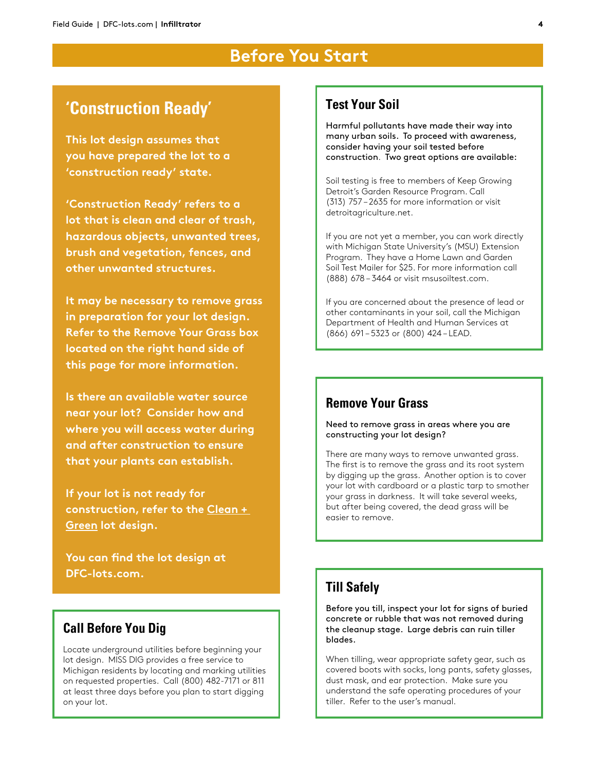# Before You Start

## 'Construction Ready'

**This lot design assumes that you have prepared the lot to a 'construction ready' state.**

**'Construction Ready' refers to a lot that is clean and clear of trash, hazardous objects, unwanted trees, brush and vegetation, fences, and other unwanted structures.**

**It may be necessary to remove grass in preparation for your lot design. Refer to the Remove Your Grass box located on the right hand side of this page for more information.**

**Is there an available water source near your lot? Consider how and where you will access water during and after construction to ensure that your plants can establish.**

**If your lot is not ready for construction, refer to the Clean + Green lot design.**

**You can find the lot design at DFC-lots.com.**

## Call Before You Dig

Locate underground utilities before beginning your lot design. MISS DIG provides a free service to Michigan residents by locating and marking utilities on requested properties. Call (800) 482-7171 or 811 at least three days before you plan to start digging on your lot.

## Test Your Soil

**Harmful pollutants have made their way into many urban soils. To proceed with awareness, consider having your soil tested before construction. Two great options are available:**

Soil testing is free to members of Keep Growing Detroit's Garden Resource Program. Call (313) 757 – 2635 for more information or visit detroitagriculture.net.

If you are not yet a member, you can work directly with Michigan State University's (MSU) Extension Program. They have a Home Lawn and Garden Soil Test Mailer for $25. For more information call (888) 678 – 3464 or visit msusoiltest.com.

If you are concerned about the presence of lead or other contaminants in your soil, call the Michigan Department of Health and Human Services at (866) 691 – 5323 or (800) 424 – LEAD.

## Remove Your Grass

**Need to remove grass in areas where you are constructing your lot design?**

There are many ways to remove unwanted grass. The first is to remove the grass and its root system by digging up the grass. Another option is to cover your lot with cardboard or a plastic tarp to smother your grass in darkness. It will take several weeks, but after being covered, the dead grass will be easier to remove.

## Till Safely

**Before you till, inspect your lot for signs of buried concrete or rubble that was not removed during the cleanup stage. Large debris can ruin tiller blades.**

When tilling, wear appropriate safety gear, such as covered boots with socks, long pants, safety glasses, dust mask, and ear protection. Make sure you understand the safe operating procedures of your tiller. Refer to the user's manual.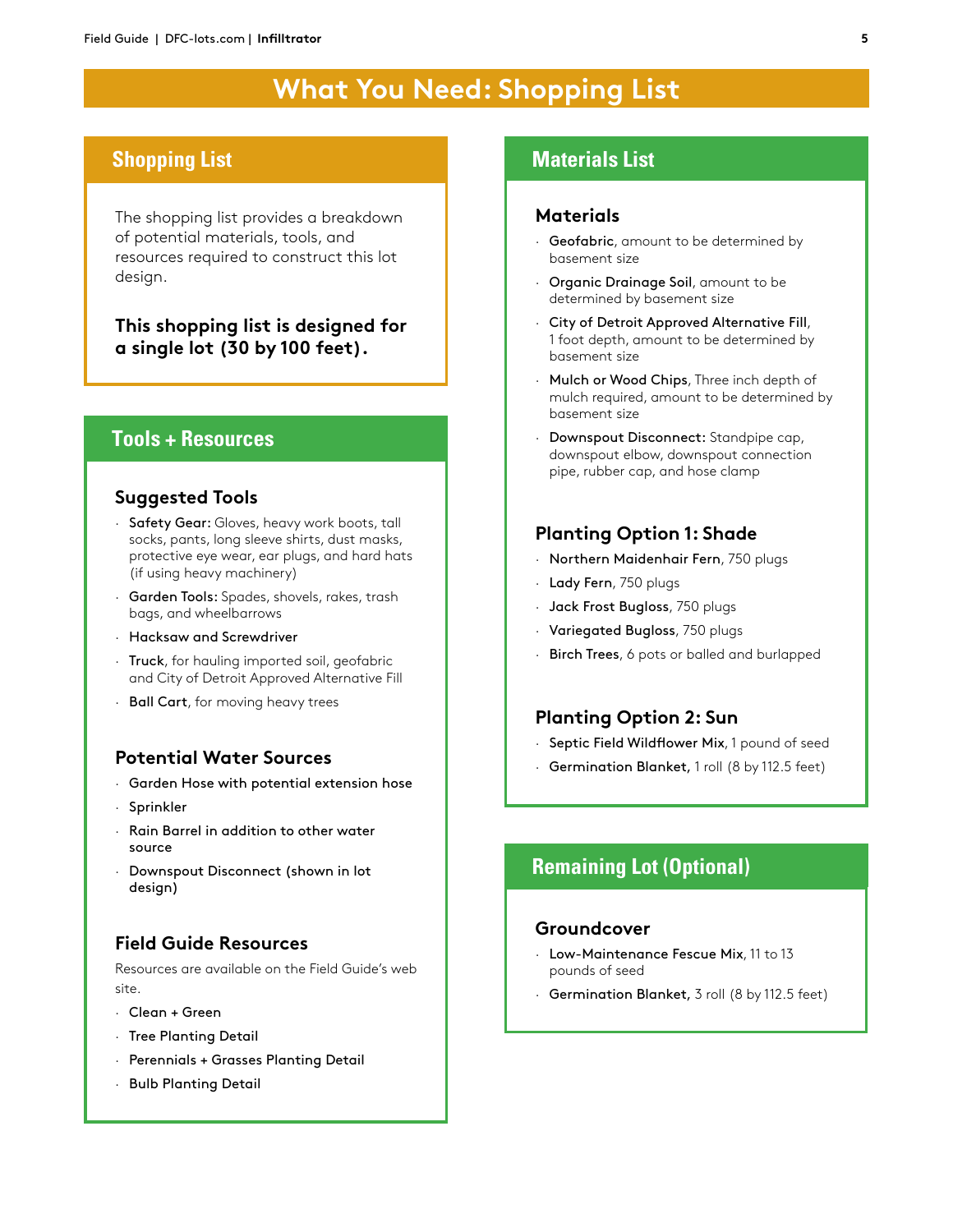# What You Need: Shopping List

## Shopping List

The shopping list provides a breakdown of potential materials, tools, and resources required to construct this lot design.

**This shopping list is designed for a single lot (30 by 100 feet).**

## Tools + Resources

### Suggested Tools

- **Safety Gear:** Gloves, heavy work boots, tall socks, pants, long sleeve shirts, dust masks, protective eye wear, ear plugs, and hard hats (if using heavy machinery)
- **Garden Tools:** Spades, shovels, rakes, trash bags, and wheelbarrows
- **Hacksaw and Screwdriver**
- **Truck**, for hauling imported soil, geofabric and City of Detroit Approved Alternative Fill
- **Ball Cart**, for moving heavy trees

### Potential Water Sources

- **Garden Hose with potential extension hose**
- **Sprinkler**
- **Rain Barrel in addition to other water source**
- **Downspout Disconnect (shown in lot design)**

### Field Guide Resources

Resources are available on the Field Guide's web site.

- Clean + Green
- Tree Planting Detail
- Perennials + Grasses Planting Detail
- Bulb Planting Detail

## Materials List

### Materials

- **Geofabric**, amount to be determined by basement size
- **Organic Drainage Soil**, amount to be determined by basement size
- **City of Detroit Approved Alternative Fill**, 1 foot depth, amount to be determined by basement size
- **Mulch or Wood Chips**, Three inch depth of mulch required, amount to be determined by basement size
- **Downspout Disconnect:** Standpipe cap, downspout elbow, downspout connection pipe, rubber cap, and hose clamp

### Planting Option 1: Shade

- **Northern Maidenhair Fern**, 750 plugs
- **Lady Fern**, 750 plugs
- **Jack Frost Bugloss**, 750 plugs
- **Variegated Bugloss**, 750 plugs
- **Birch Trees**, 6 pots or balled and burlapped

### Planting Option 2: Sun

- **Septic Field Wildflower Mix**, 1 pound of seed
- **Germination Blanket**, 1 roll (8 by 112.5 feet)

## Remaining Lot (Optional)

### Groundcover

- **Low-Maintenance Fescue Mix**, 11 to 13 pounds of seed
- **Germination Blanket**, 3 roll (8 by 112.5 feet)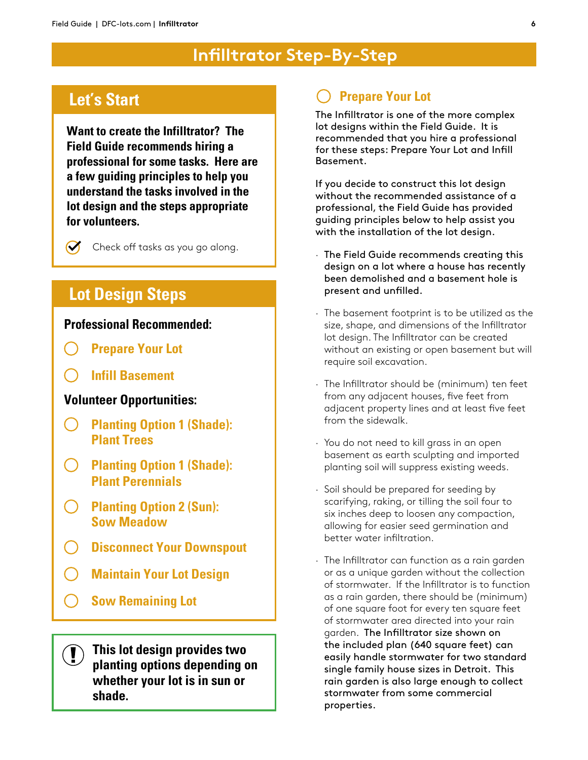# Infilltrator Step-By-Step

## Let's Start

**Want to create the Infilltrator? The Field Guide recommends hiring a professional for some tasks. Here are a few guiding principles to help you understand the tasks involved in the lot design and the steps appropriate for volunteers.**

- [x] Check off tasks as you go along.

## Lot Design Steps

**Professional Recommended:**

- [ ] Prepare Your Lot
- [ ] Infill Basement

**Volunteer Opportunities:**

- [ ] Planting Option 1 (Shade): Plant Trees
- [ ] Planting Option 1 (Shade): Plant Perennials
- [ ] Planting Option 2 (Sun): Sow Meadow
- [ ] Disconnect Your Downspout
- [ ] Maintain Your Lot Design
- [ ] Sow Remaining Lot

**This lot design provides two planting options depending on whether your lot is in sun or shade.**

## Prepare Your Lot

The Infilltrator is one of the more complex lot designs within the Field Guide. It is recommended that you hire a professional for these steps: Prepare Your Lot and Infill Basement.

If you decide to construct this lot design without the recommended assistance of a professional, the Field Guide has provided guiding principles below to help assist you with the installation of the lot design.

- **The Field Guide recommends creating this design on a lot where a house has recently been demolished and a basement hole is present and unfilled.**
- The basement footprint is to be utilized as the size, shape, and dimensions of the Infilltrator lot design. The Infilltrator can be created without an existing or open basement but will require soil excavation.
- The Infilltrator should be (minimum) ten feet from any adjacent houses, five feet from adjacent property lines and at least five feet from the sidewalk.
- You do not need to kill grass in an open basement as earth sculpting and imported planting soil will suppress existing weeds.
- Soil should be prepared for seeding by scarifying, raking, or tilling the soil four to six inches deep to loosen any compaction, allowing for easier seed germination and better water infiltration.
- The Infilltrator can function as a rain garden or as a unique garden without the collection of stormwater. If the Infilltrator is to function as a rain garden, there should be (minimum) of one square foot for every ten square feet of stormwater area directed into your rain garden. **The Infilltrator size shown on the included plan (640 square feet) can easily handle stormwater for two standard single family house sizes in Detroit. This rain garden is also large enough to collect stormwater from some commercial properties.**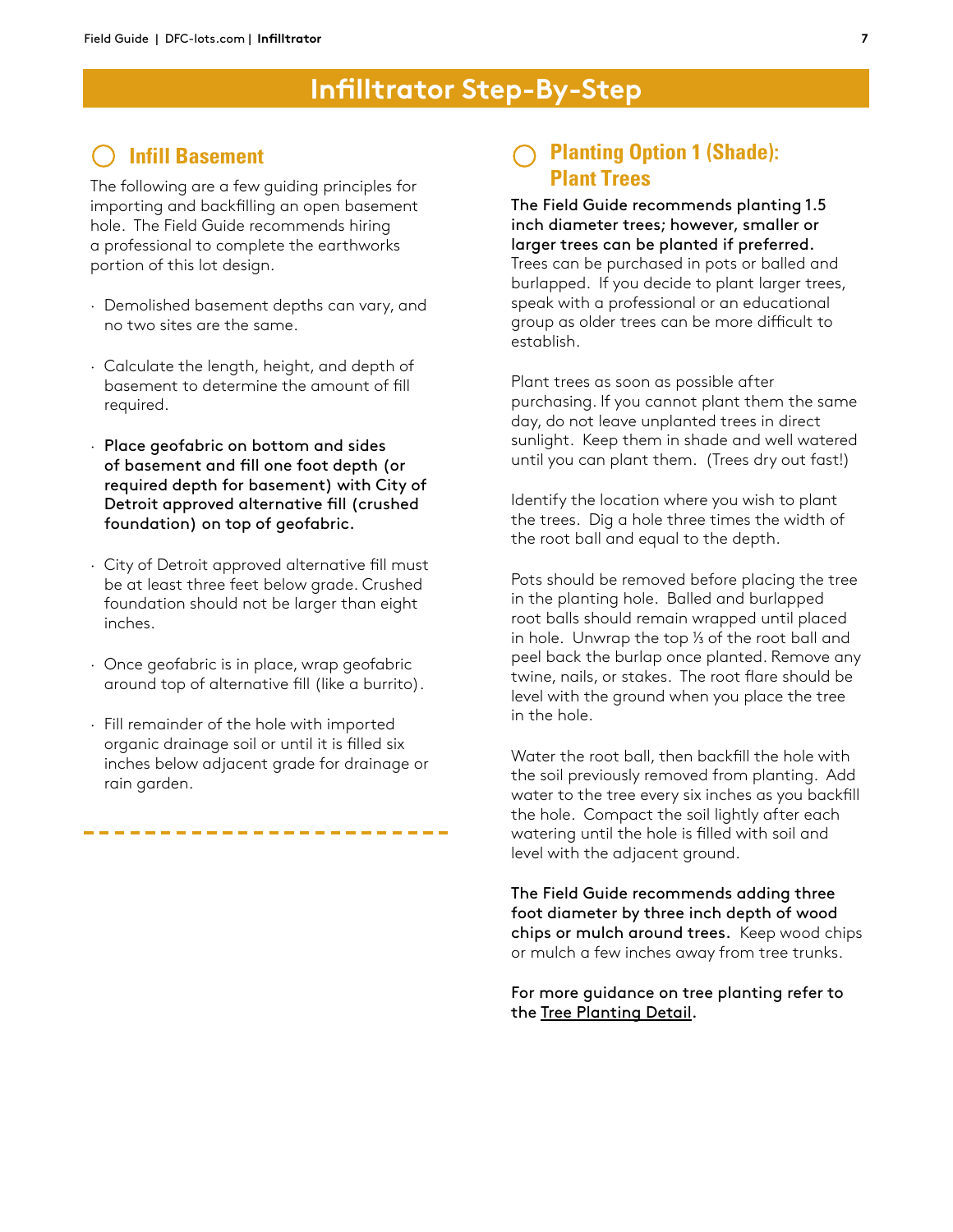# Infilltrator Step-By-Step

## Infill Basement

The following are a few guiding principles for importing and backfilling an open basement hole. The Field Guide recommends hiring a professional to complete the earthworks portion of this lot design.

- Demolished basement depths can vary, and no two sites are the same.
- Calculate the length, height, and depth of basement to determine the amount of fill required.
- **Place geofabric on bottom and sides of basement and fill one foot depth (or required depth for basement) with City of Detroit approved alternative fill (crushed foundation) on top of geofabric.**
- City of Detroit approved alternative fill must be at least three feet below grade. Crushed foundation should not be larger than eight inches.
- Once geofabric is in place, wrap geofabric around top of alternative fill (like a burrito).
- Fill remainder of the hole with imported organic drainage soil or until it is filled six inches below adjacent grade for drainage or rain garden.

## Planting Option 1 (Shade): Plant Trees

**The Field Guide recommends planting 1.5 inch diameter trees; however, smaller or larger trees can be planted if preferred.** Trees can be purchased in pots or balled and burlapped. If you decide to plant larger trees, speak with a professional or an educational group as older trees can be more difficult to establish.

Plant trees as soon as possible after purchasing. If you cannot plant them the same day, do not leave unplanted trees in direct sunlight. Keep them in shade and well watered until you can plant them. (Trees dry out fast!)

Identify the location where you wish to plant the trees. Dig a hole three times the width of the root ball and equal to the depth.

Pots should be removed before placing the tree in the planting hole. Balled and burlapped root balls should remain wrapped until placed in hole. Unwrap the top ⅓ of the root ball and peel back the burlap once planted. Remove any twine, nails, or stakes. The root flare should be level with the ground when you place the tree in the hole.

Water the root ball, then backfill the hole with the soil previously removed from planting. Add water to the tree every six inches as you backfill the hole. Compact the soil lightly after each watering until the hole is filled with soil and level with the adjacent ground.

**The Field Guide recommends adding three foot diameter by three inch depth of wood chips or mulch around trees.** Keep wood chips or mulch a few inches away from tree trunks.

**For more guidance on tree planting refer to the Tree Planting Detail.**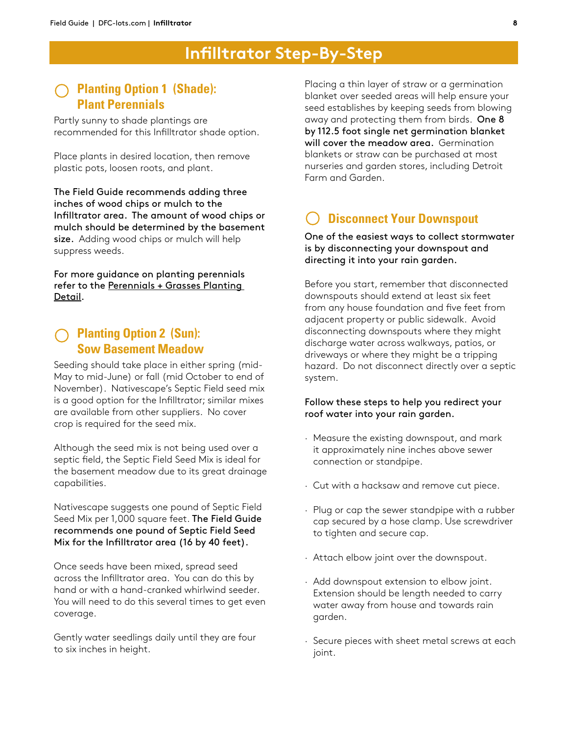# Infilltrator Step-By-Step

## ◯ Planting Option 1 (Shade): Plant Perennials

Partly sunny to shade plantings are recommended for this Infilltrator shade option.

Place plants in desired location, then remove plastic pots, loosen roots, and plant.

**The Field Guide recommends adding three inches of wood chips or mulch to the Infilltrator area. The amount of wood chips or mulch should be determined by the basement size.** Adding wood chips or mulch will help suppress weeds.

**For more guidance on planting perennials refer to the Perennials + Grasses Planting Detail.**

## ◯ Planting Option 2 (Sun): Sow Basement Meadow

Seeding should take place in either spring (mid-May to mid-June) or fall (mid October to end of November). Nativescape's Septic Field seed mix is a good option for the Infilltrator; similar mixes are available from other suppliers. No cover crop is required for the seed mix.

Although the seed mix is not being used over a septic field, the Septic Field Seed Mix is ideal for the basement meadow due to its great drainage capabilities.

Nativescape suggests one pound of Septic Field Seed Mix per 1,000 square feet. **The Field Guide recommends one pound of Septic Field Seed Mix for the Infilltrator area (16 by 40 feet).**

Once seeds have been mixed, spread seed across the Infilltrator area. You can do this by hand or with a hand-cranked whirlwind seeder. You will need to do this several times to get even coverage.

Gently water seedlings daily until they are four to six inches in height.

Placing a thin layer of straw or a germination blanket over seeded areas will help ensure your seed establishes by keeping seeds from blowing away and protecting them from birds. **One 8 by 112.5 foot single net germination blanket will cover the meadow area.** Germination blankets or straw can be purchased at most nurseries and garden stores, including Detroit Farm and Garden.

## ◯ Disconnect Your Downspout

**One of the easiest ways to collect stormwater is by disconnecting your downspout and directing it into your rain garden.**

Before you start, remember that disconnected downspouts should extend at least six feet from any house foundation and five feet from adjacent property or public sidewalk. Avoid disconnecting downspouts where they might discharge water across walkways, patios, or driveways or where they might be a tripping hazard. Do not disconnect directly over a septic system.

**Follow these steps to help you redirect your roof water into your rain garden.**

- Measure the existing downspout, and mark it approximately nine inches above sewer connection or standpipe.
- Cut with a hacksaw and remove cut piece.
- Plug or cap the sewer standpipe with a rubber cap secured by a hose clamp. Use screwdriver to tighten and secure cap.
- Attach elbow joint over the downspout.
- Add downspout extension to elbow joint. Extension should be length needed to carry water away from house and towards rain garden.
- Secure pieces with sheet metal screws at each joint.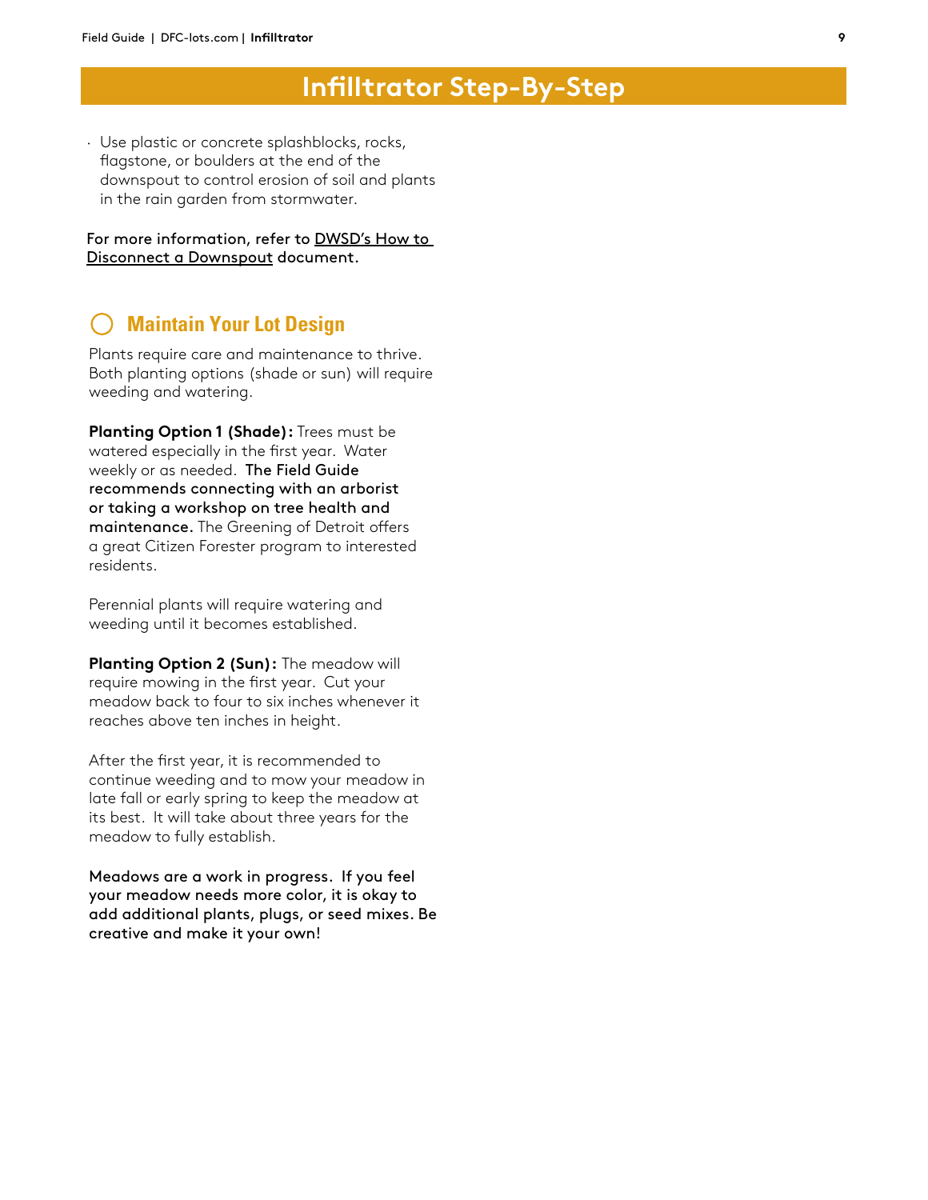# Infilltrator Step-By-Step

- Use plastic or concrete splashblocks, rocks, flagstone, or boulders at the end of the downspout to control erosion of soil and plants in the rain garden from stormwater.

For more information, refer to DWSD's How to Disconnect a Downspout document.

## ◯ Maintain Your Lot Design

Plants require care and maintenance to thrive. Both planting options (shade or sun) will require weeding and watering.

**Planting Option 1 (Shade):** Trees must be watered especially in the first year. Water weekly or as needed. **The Field Guide recommends connecting with an arborist or taking a workshop on tree health and maintenance.** The Greening of Detroit offers a great Citizen Forester program to interested residents.

Perennial plants will require watering and weeding until it becomes established.

**Planting Option 2 (Sun):** The meadow will require mowing in the first year. Cut your meadow back to four to six inches whenever it reaches above ten inches in height.

After the first year, it is recommended to continue weeding and to mow your meadow in late fall or early spring to keep the meadow at its best. It will take about three years for the meadow to fully establish.

Meadows are a work in progress. If you feel your meadow needs more color, it is okay to add additional plants, plugs, or seed mixes. Be creative and make it your own!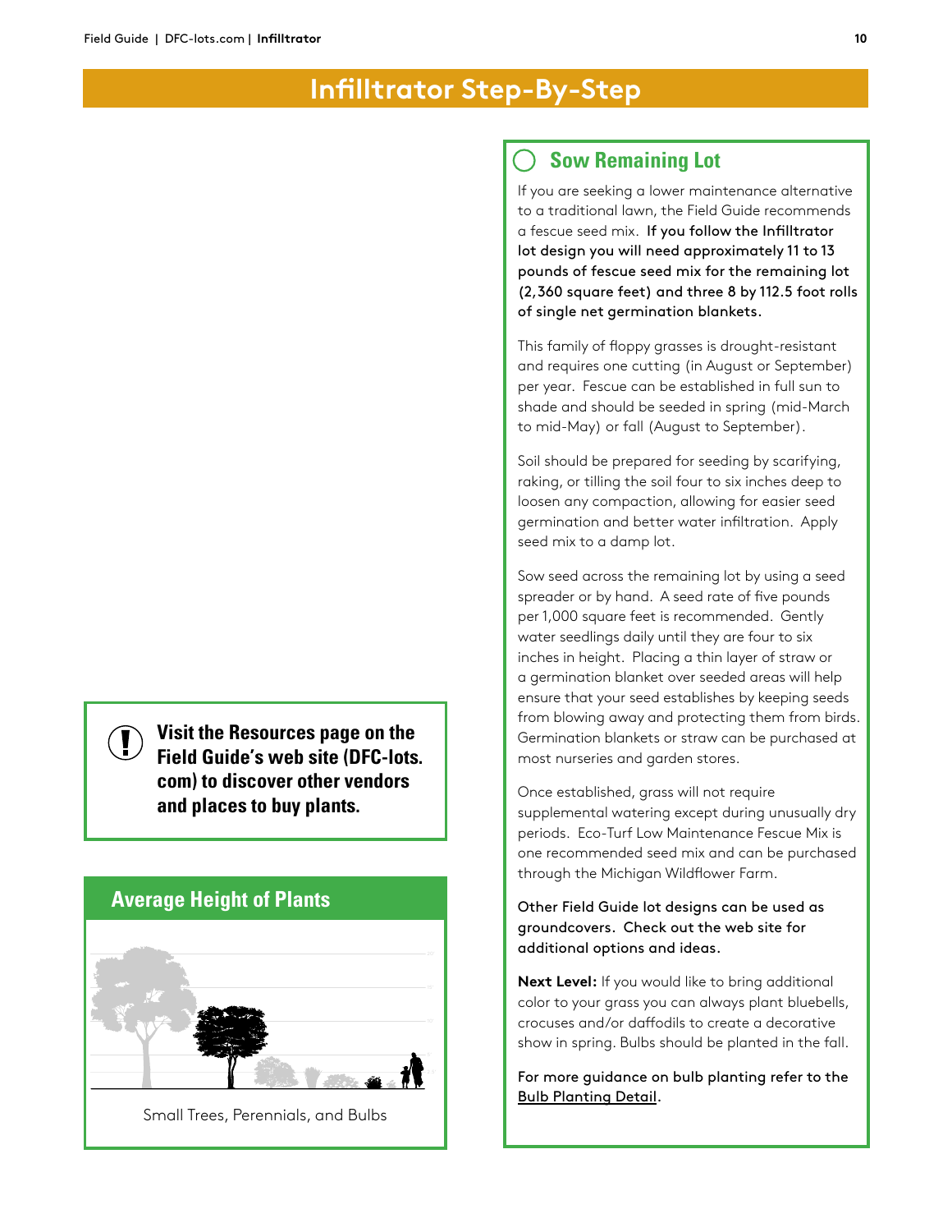# Infilltrator Step-By-Step

## Sow Remaining Lot

If you are seeking a lower maintenance alternative to a traditional lawn, the Field Guide recommends a fescue seed mix. **If you follow the Infilltrator lot design you will need approximately 11 to 13 pounds of fescue seed mix for the remaining lot (2,360 square feet) and three 8 by 112.5 foot rolls of single net germination blankets.**

This family of floppy grasses is drought-resistant and requires one cutting (in August or September) per year. Fescue can be established in full sun to shade and should be seeded in spring (mid-March to mid-May) or fall (August to September).

Soil should be prepared for seeding by scarifying, raking, or tilling the soil four to six inches deep to loosen any compaction, allowing for easier seed germination and better water infiltration. Apply seed mix to a damp lot.

Sow seed across the remaining lot by using a seed spreader or by hand. A seed rate of five pounds per 1,000 square feet is recommended. Gently water seedlings daily until they are four to six inches in height. Placing a thin layer of straw or a germination blanket over seeded areas will help ensure that your seed establishes by keeping seeds from blowing away and protecting them from birds. Germination blankets or straw can be purchased at most nurseries and garden stores.

Once established, grass will not require supplemental watering except during unusually dry periods. Eco-Turf Low Maintenance Fescue Mix is one recommended seed mix and can be purchased through the Michigan Wildflower Farm.

**Other Field Guide lot designs can be used as groundcovers. Check out the web site for additional options and ideas.**

**Next Level:** If you would like to bring additional color to your grass you can always plant bluebells, crocuses and/or daffodils to create a decorative show in spring. Bulbs should be planted in the fall.

**For more guidance on bulb planting refer to the Bulb Planting Detail.**

**Visit the Resources page on the Field Guide's web site (DFC-lots.com) to discover other vendors and places to buy plants.**

## Average Height of Plants

Small Trees, Perennials, and Bulbs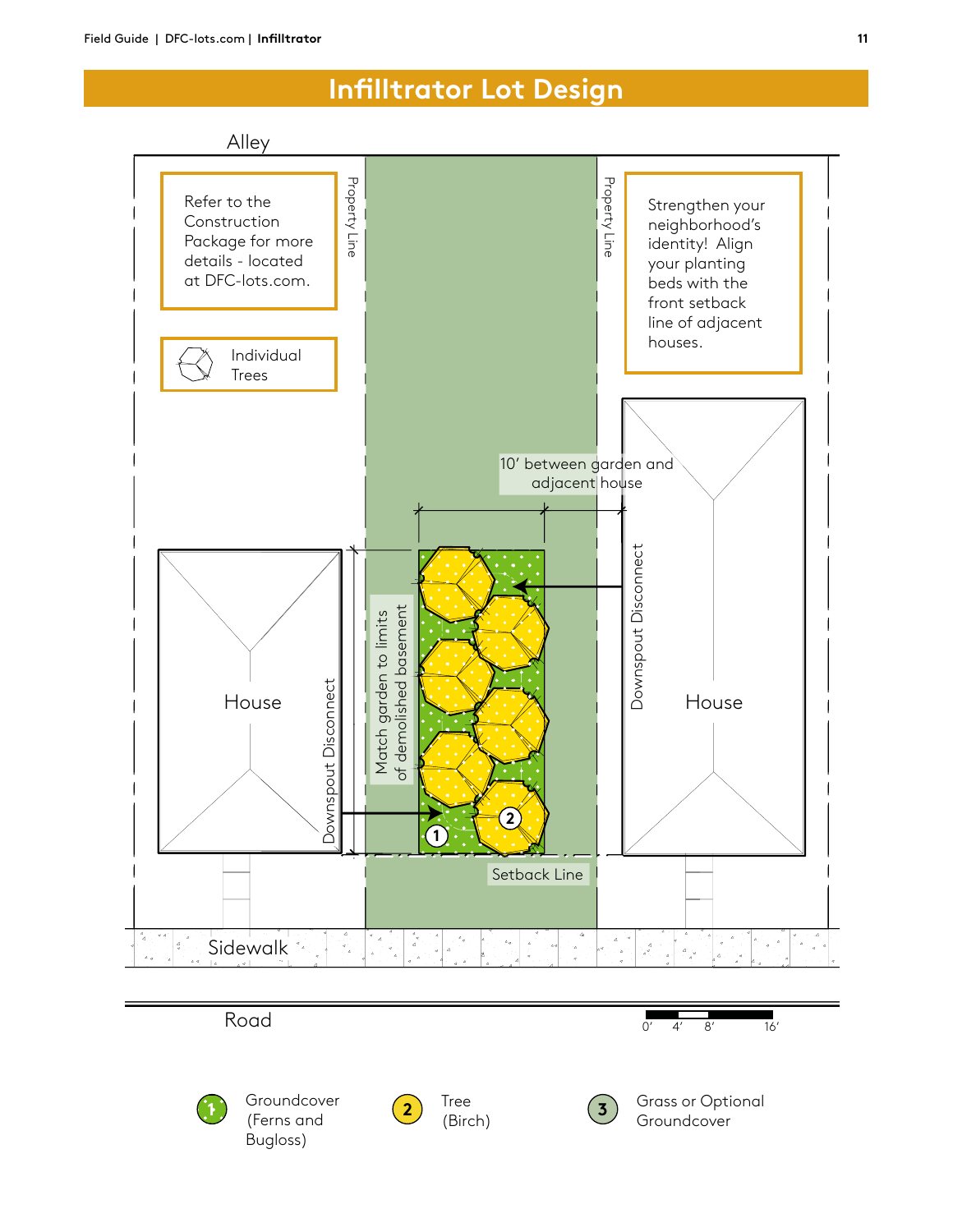# Infilltrator Lot Design

Alley

Refer to the Construction Package for more details - located at DFC-lots.com.

Individual Trees

Property Line

Property Line

Strengthen your neighborhood's identity! Align your planting beds with the front setback line of adjacent houses.

10' between garden and adjacent house

Match garden to limits of demolished basement

Downspout Disconnect

Downspout Disconnect

House

House

Setback Line

Sidewalk

Road

0' 4' 8' 16'

1 Groundcover (Ferns and Bugloss)

2 Tree (Birch)

3 Grass or Optional Groundcover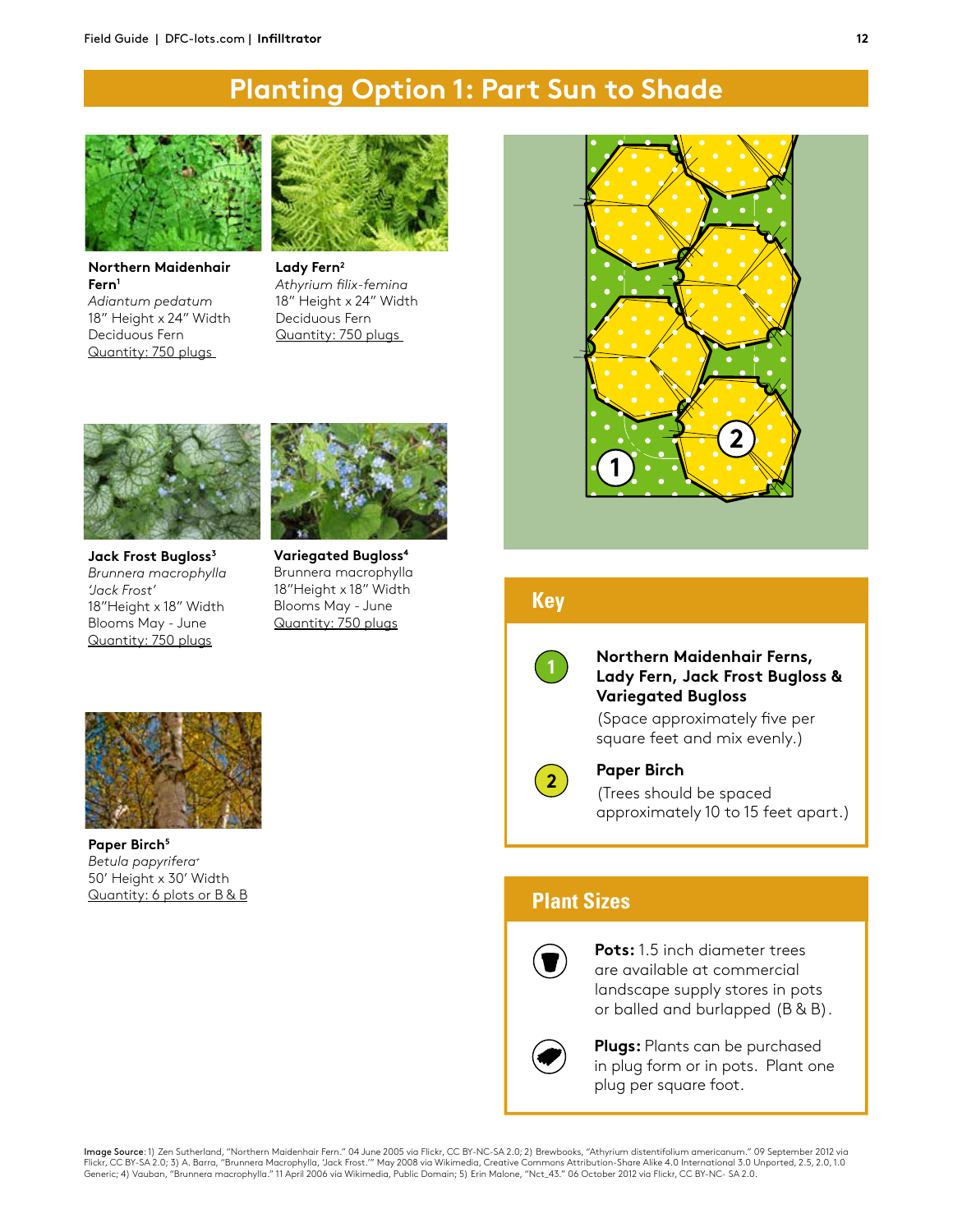# Planting Option 1: Part Sun to Shade

**Northern Maidenhair Fern**[1]
*Adiantum pedatum*
18" Height x 24" Width
Deciduous Fern
Quantity: 750 plugs

**Lady Fern**[2]
*Athyrium filix-femina*
18" Height x 24" Width
Deciduous Fern
Quantity: 750 plugs

**Jack Frost Bugloss**[3]
*Brunnera macrophylla 'Jack Frost'*
18"Height x 18" Width
Blooms May - June
Quantity: 750 plugs

**Variegated Bugloss**[4]
Brunnera macrophylla
18"Height x 18" Width
Blooms May - June
Quantity: 750 plugs

**Paper Birch**[5]
*Betula papyrifera*+
50' Height x 30' Width
Quantity: 6 plots or B & B

## Key

1. **Northern Maidenhair Ferns, Lady Fern, Jack Frost Bugloss & Variegated Bugloss**
   (Space approximately five per square feet and mix evenly.)

2. **Paper Birch**
   (Trees should be spaced approximately 10 to 15 feet apart.)

## Plant Sizes

**Pots:** 1.5 inch diameter trees are available at commercial landscape supply stores in pots or balled and burlapped (B & B).

**Plugs:** Plants can be purchased in plug form or in pots. Plant one plug per square foot.

**Image Source**: 1) Zen Sutherland, "Northern Maidenhair Fern." 04 June 2005 via Flickr, CC BY-NC-SA 2.0; 2) Brewbooks, "Athyrium distentifolium americanum." 09 September 2012 via Flickr, CC BY-SA 2.0; 3) A. Barra, "Brunnera Macrophylla, 'Jack Frost.'" May 2008 via Wikimedia, Creative Commons Attribution-Share Alike 4.0 International 3.0 Unported, 2.5, 2.0, 1.0 Generic; 4) Vauban, "Brunnera macrophylla." 11 April 2006 via Wikimedia, Public Domain; 5) Erin Malone, "Nct_43." 06 October 2012 via Flickr, CC BY-NC- SA 2.0.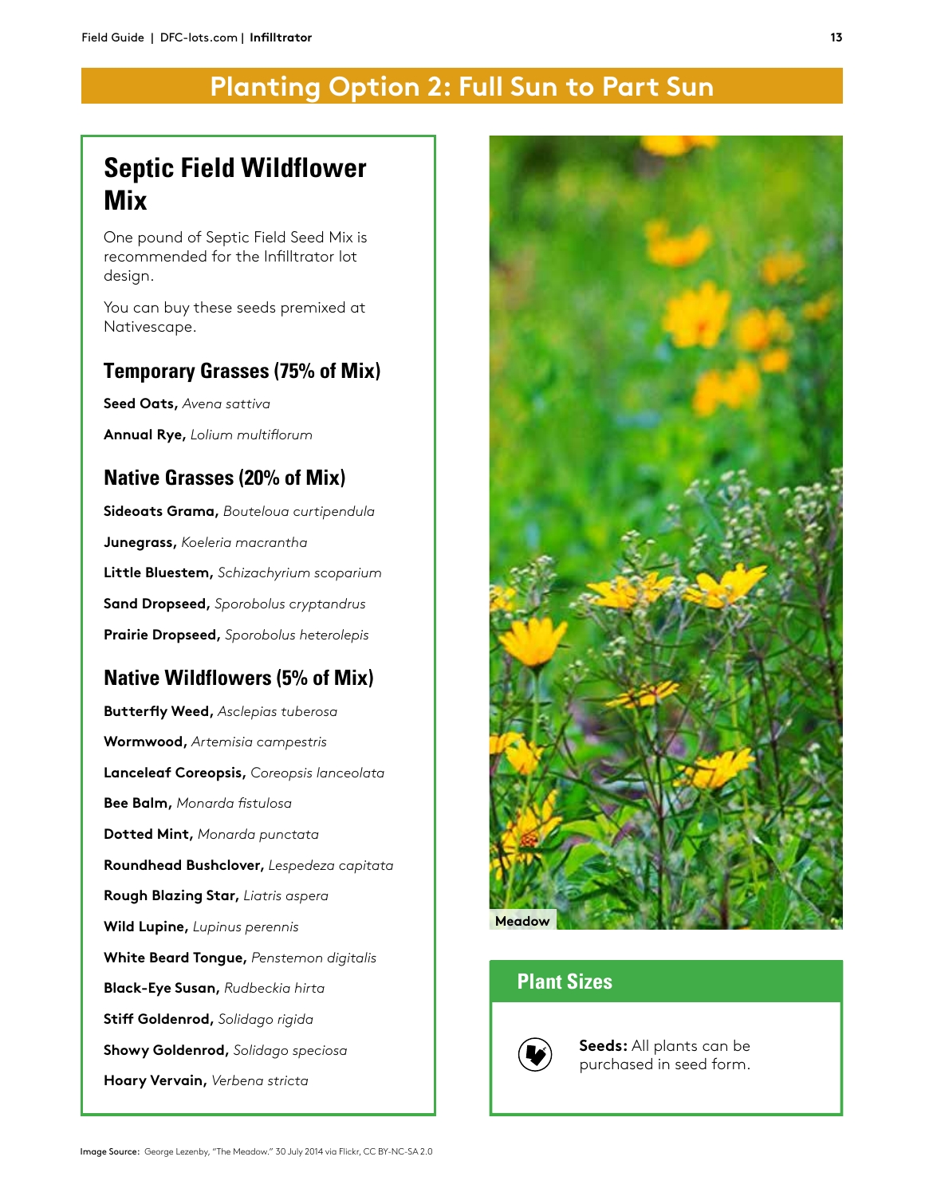# Planting Option 2: Full Sun to Part Sun

## Septic Field Wildflower Mix

One pound of Septic Field Seed Mix is recommended for the Infilltrator lot design.

You can buy these seeds premixed at Nativescape.

### Temporary Grasses (75% of Mix)

**Seed Oats,** *Avena sattiva*

**Annual Rye,** *Lolium multiflorum*

### Native Grasses (20% of Mix)

**Sideoats Grama,** *Bouteloua curtipendula*

**Junegrass,** *Koeleria macrantha*

**Little Bluestem,** *Schizachyrium scoparium*

**Sand Dropseed,** *Sporobolus cryptandrus*

**Prairie Dropseed,** *Sporobolus heterolepis*

### Native Wildflowers (5% of Mix)

**Butterfly Weed,** *Asclepias tuberosa*

**Wormwood,** *Artemisia campestris*

**Lanceleaf Coreopsis,** *Coreopsis lanceolata*

**Bee Balm,** *Monarda fistulosa*

**Dotted Mint,** *Monarda punctata*

**Roundhead Bushclover,** *Lespedeza capitata*

**Rough Blazing Star,** *Liatris aspera*

**Wild Lupine,** *Lupinus perennis*

**White Beard Tongue,** *Penstemon digitalis*

**Black-Eye Susan,** *Rudbeckia hirta*

**Stiff Goldenrod,** *Solidago rigida*

**Showy Goldenrod,** *Solidago speciosa*

**Hoary Vervain,** *Verbena stricta*

Meadow

## Plant Sizes

**Seeds:** All plants can be purchased in seed form.

Image Source: George Lezenby, "The Meadow." 30 July 2014 via Flickr, CC BY-NC-SA 2.0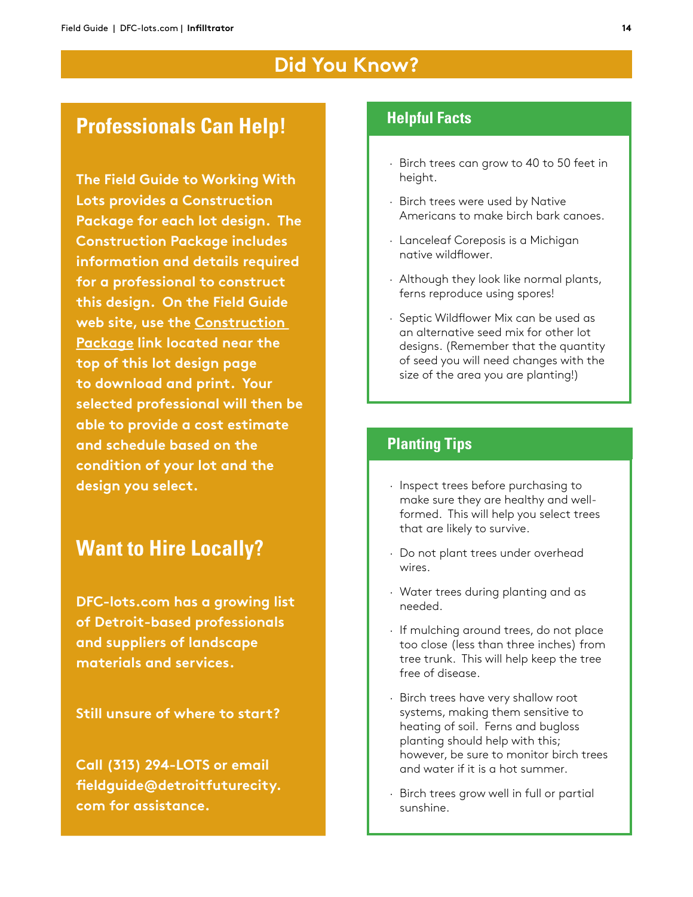# Did You Know?

## Professionals Can Help!

**The Field Guide to Working With Lots provides a Construction Package for each lot design. The Construction Package includes information and details required for a professional to construct this design. On the Field Guide web site, use the Construction Package link located near the top of this lot design page to download and print. Your selected professional will then be able to provide a cost estimate and schedule based on the condition of your lot and the design you select.**

## Want to Hire Locally?

**DFC-lots.com has a growing list of Detroit-based professionals and suppliers of landscape materials and services.**

**Still unsure of where to start?**

**Call (313) 294-LOTS or email fieldguide@detroitfuturecity.com for assistance.**

## Helpful Facts

- Birch trees can grow to 40 to 50 feet in height.
- Birch trees were used by Native Americans to make birch bark canoes.
- Lanceleaf Coreposis is a Michigan native wildflower.
- Although they look like normal plants, ferns reproduce using spores!
- Septic Wildflower Mix can be used as an alternative seed mix for other lot designs. (Remember that the quantity of seed you will need changes with the size of the area you are planting!)

## Planting Tips

- Inspect trees before purchasing to make sure they are healthy and well-formed. This will help you select trees that are likely to survive.
- Do not plant trees under overhead wires.
- Water trees during planting and as needed.
- If mulching around trees, do not place too close (less than three inches) from tree trunk. This will help keep the tree free of disease.
- Birch trees have very shallow root systems, making them sensitive to heating of soil. Ferns and bugloss planting should help with this; however, be sure to monitor birch trees and water if it is a hot summer.
- Birch trees grow well in full or partial sunshine.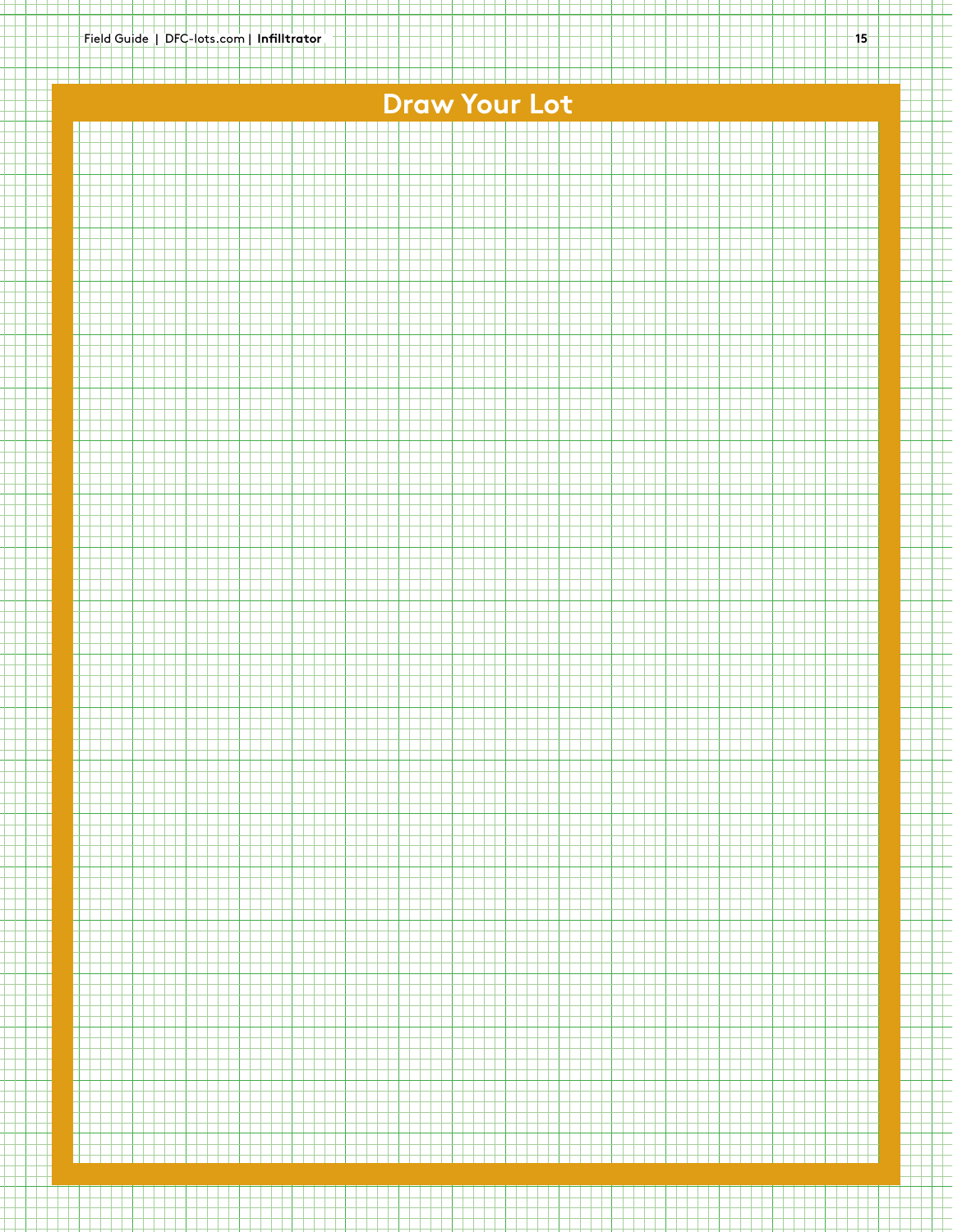# Draw Your Lot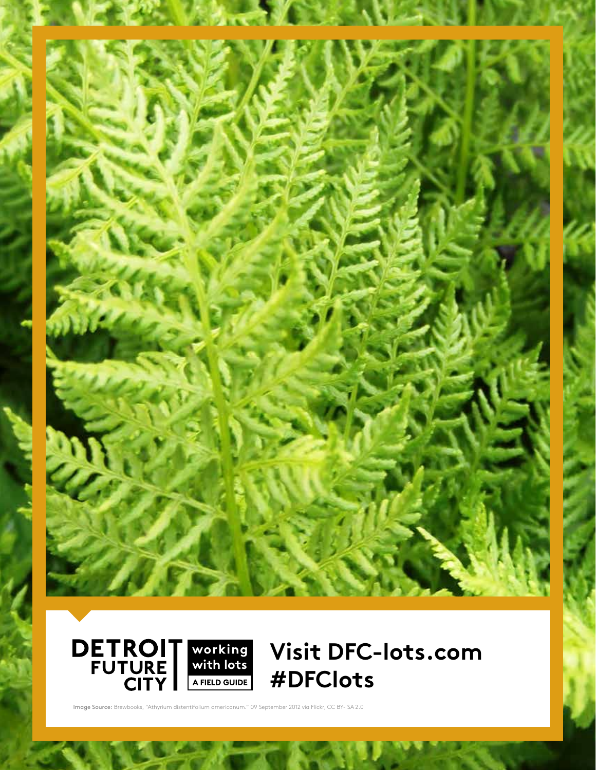DETROIT FUTURE CITY

working with lots

A FIELD GUIDE

**Visit DFC-lots.com**
**#DFClots**

Image Source: Brewbooks, "Athyrium distentifolium americanum." 09 September 2012 via Flickr, CC BY- SA 2.0